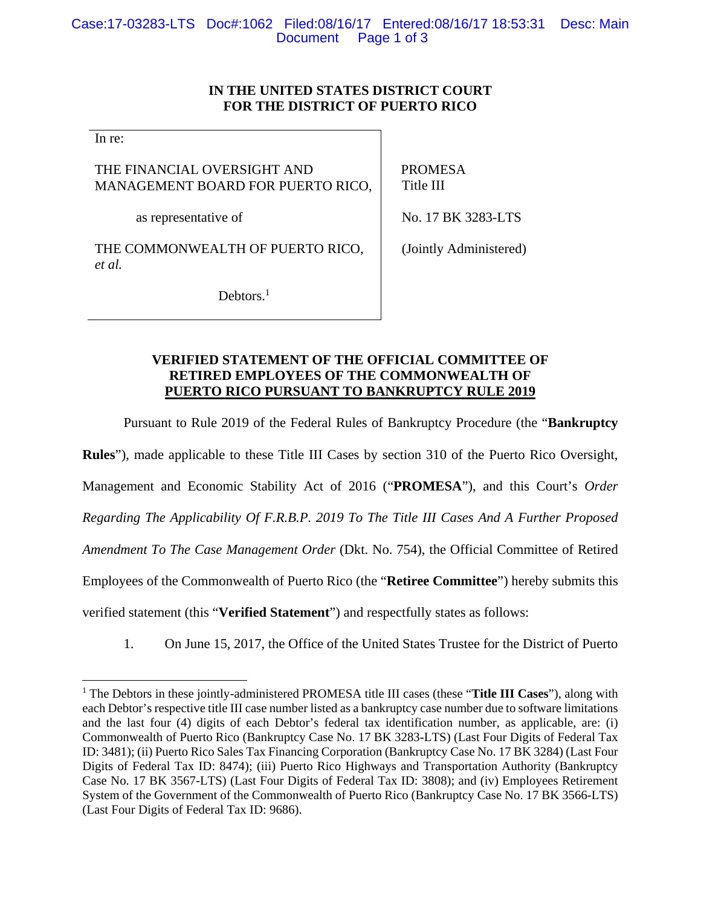**IN THE UNITED STATES DISTRICT COURT**
**FOR THE DISTRICT OF PUERTO RICO**

| | |
|---|---|
| In re:<br><br>THE FINANCIAL OVERSIGHT AND MANAGEMENT BOARD FOR PUERTO RICO,<br><br>as representative of<br><br>THE COMMONWEALTH OF PUERTO RICO, *et al.*<br><br>Debtors.[1] | PROMESA<br>Title III<br><br>No. 17 BK 3283-LTS<br><br>(Jointly Administered) |

**VERIFIED STATEMENT OF THE OFFICIAL COMMITTEE OF RETIRED EMPLOYEES OF THE COMMONWEALTH OF PUERTO RICO PURSUANT TO BANKRUPTCY RULE 2019**

Pursuant to Rule 2019 of the Federal Rules of Bankruptcy Procedure (the "**Bankruptcy Rules**"), made applicable to these Title III Cases by section 310 of the Puerto Rico Oversight, Management and Economic Stability Act of 2016 ("**PROMESA**"), and this Court's *Order Regarding The Applicability Of F.R.B.P. 2019 To The Title III Cases And A Further Proposed Amendment To The Case Management Order* (Dkt. No. 754), the Official Committee of Retired Employees of the Commonwealth of Puerto Rico (the "**Retiree Committee**") hereby submits this verified statement (this "**Verified Statement**") and respectfully states as follows:

1. On June 15, 2017, the Office of the United States Trustee for the District of Puerto

---

[1] The Debtors in these jointly-administered PROMESA title III cases (these "**Title III Cases**"), along with each Debtor's respective title III case number listed as a bankruptcy case number due to software limitations and the last four (4) digits of each Debtor's federal tax identification number, as applicable, are: (i) Commonwealth of Puerto Rico (Bankruptcy Case No. 17 BK 3283-LTS) (Last Four Digits of Federal Tax ID: 3481); (ii) Puerto Rico Sales Tax Financing Corporation (Bankruptcy Case No. 17 BK 3284) (Last Four Digits of Federal Tax ID: 8474); (iii) Puerto Rico Highways and Transportation Authority (Bankruptcy Case No. 17 BK 3567-LTS) (Last Four Digits of Federal Tax ID: 3808); and (iv) Employees Retirement System of the Government of the Commonwealth of Puerto Rico (Bankruptcy Case No. 17 BK 3566-LTS) (Last Four Digits of Federal Tax ID: 9686).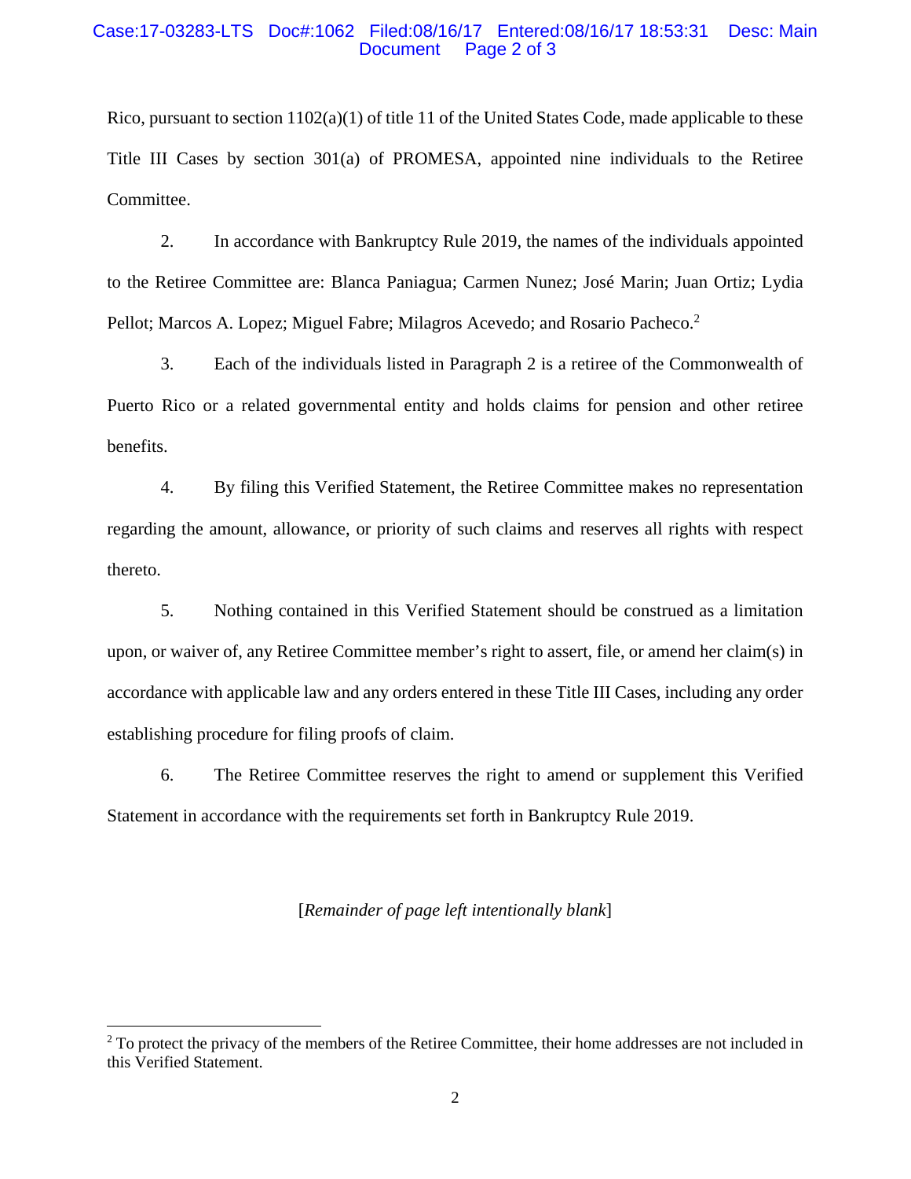Rico, pursuant to section 1102(a)(1) of title 11 of the United States Code, made applicable to these Title III Cases by section 301(a) of PROMESA, appointed nine individuals to the Retiree Committee.

2. In accordance with Bankruptcy Rule 2019, the names of the individuals appointed to the Retiree Committee are: Blanca Paniagua; Carmen Nunez; José Marin; Juan Ortiz; Lydia Pellot; Marcos A. Lopez; Miguel Fabre; Milagros Acevedo; and Rosario Pacheco.[2]

3. Each of the individuals listed in Paragraph 2 is a retiree of the Commonwealth of Puerto Rico or a related governmental entity and holds claims for pension and other retiree benefits.

4. By filing this Verified Statement, the Retiree Committee makes no representation regarding the amount, allowance, or priority of such claims and reserves all rights with respect thereto.

5. Nothing contained in this Verified Statement should be construed as a limitation upon, or waiver of, any Retiree Committee member's right to assert, file, or amend her claim(s) in accordance with applicable law and any orders entered in these Title III Cases, including any order establishing procedure for filing proofs of claim.

6. The Retiree Committee reserves the right to amend or supplement this Verified Statement in accordance with the requirements set forth in Bankruptcy Rule 2019.

[*Remainder of page left intentionally blank*]

[2] To protect the privacy of the members of the Retiree Committee, their home addresses are not included in this Verified Statement.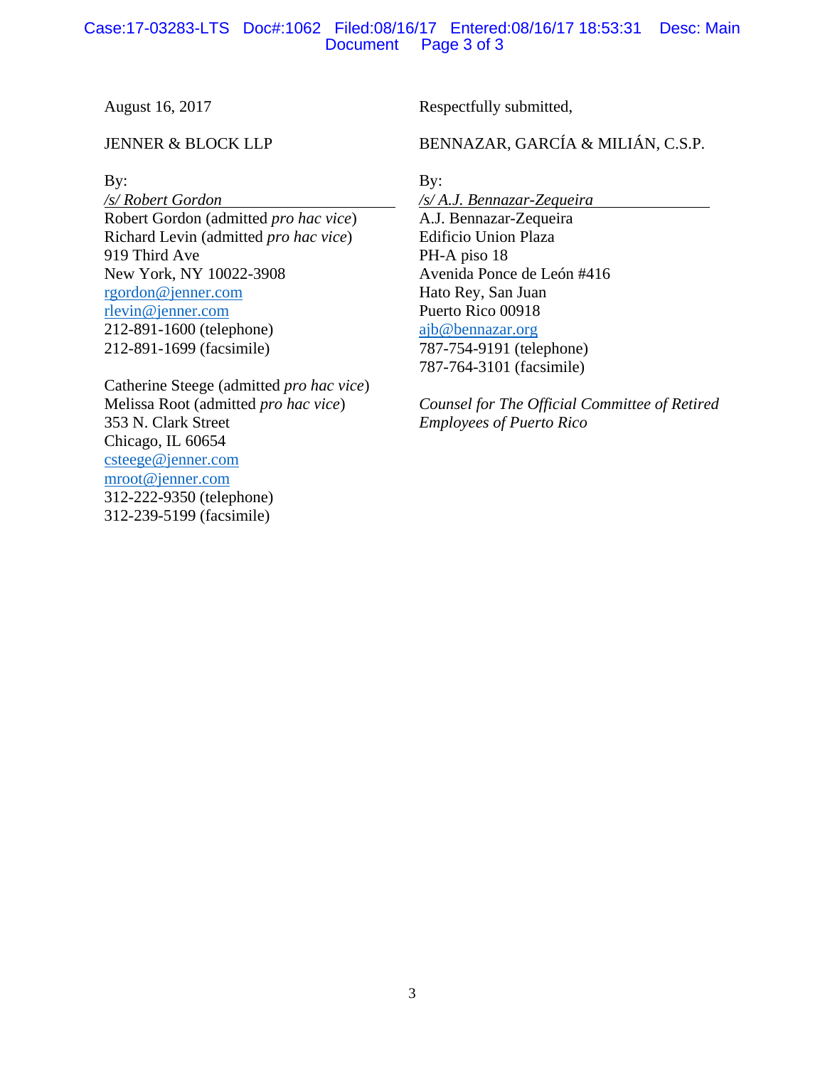August 16, 2017

Respectfully submitted,

JENNER & BLOCK LLP

By:
*/s/ Robert Gordon*
Robert Gordon (admitted *pro hac vice*)
Richard Levin (admitted *pro hac vice*)
919 Third Ave
New York, NY 10022-3908
rgordon@jenner.com
rlevin@jenner.com
212-891-1600 (telephone)
212-891-1699 (facsimile)

Catherine Steege (admitted *pro hac vice*)
Melissa Root (admitted *pro hac vice*)
353 N. Clark Street
Chicago, IL 60654
csteege@jenner.com
mroot@jenner.com
312-222-9350 (telephone)
312-239-5199 (facsimile)

BENNAZAR, GARCÍA & MILIÁN, C.S.P.

By:
*/s/ A.J. Bennazar-Zequeira*
A.J. Bennazar-Zequeira
Edificio Union Plaza
PH-A piso 18
Avenida Ponce de León #416
Hato Rey, San Juan
Puerto Rico 00918
ajb@bennazar.org
787-754-9191 (telephone)
787-764-3101 (facsimile)

*Counsel for The Official Committee of Retired Employees of Puerto Rico*